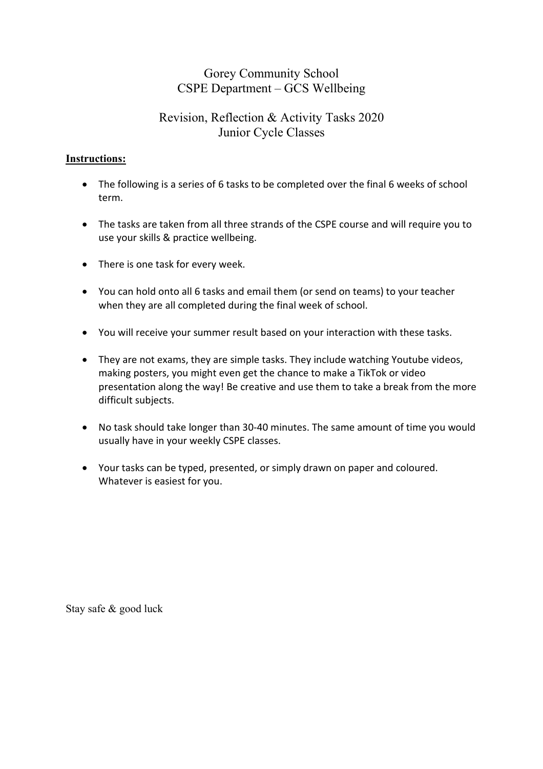# Gorey Community School
# CSPE Department – GCS Wellbeing

## Revision, Reflection & Activity Tasks 2020
## Junior Cycle Classes

**Instructions:**

- The following is a series of 6 tasks to be completed over the final 6 weeks of school term.
- The tasks are taken from all three strands of the CSPE course and will require you to use your skills & practice wellbeing.
- There is one task for every week.
- You can hold onto all 6 tasks and email them (or send on teams) to your teacher when they are all completed during the final week of school.
- You will receive your summer result based on your interaction with these tasks.
- They are not exams, they are simple tasks. They include watching Youtube videos, making posters, you might even get the chance to make a TikTok or video presentation along the way! Be creative and use them to take a break from the more difficult subjects.
- No task should take longer than 30-40 minutes. The same amount of time you would usually have in your weekly CSPE classes.
- Your tasks can be typed, presented, or simply drawn on paper and coloured. Whatever is easiest for you.

Stay safe & good luck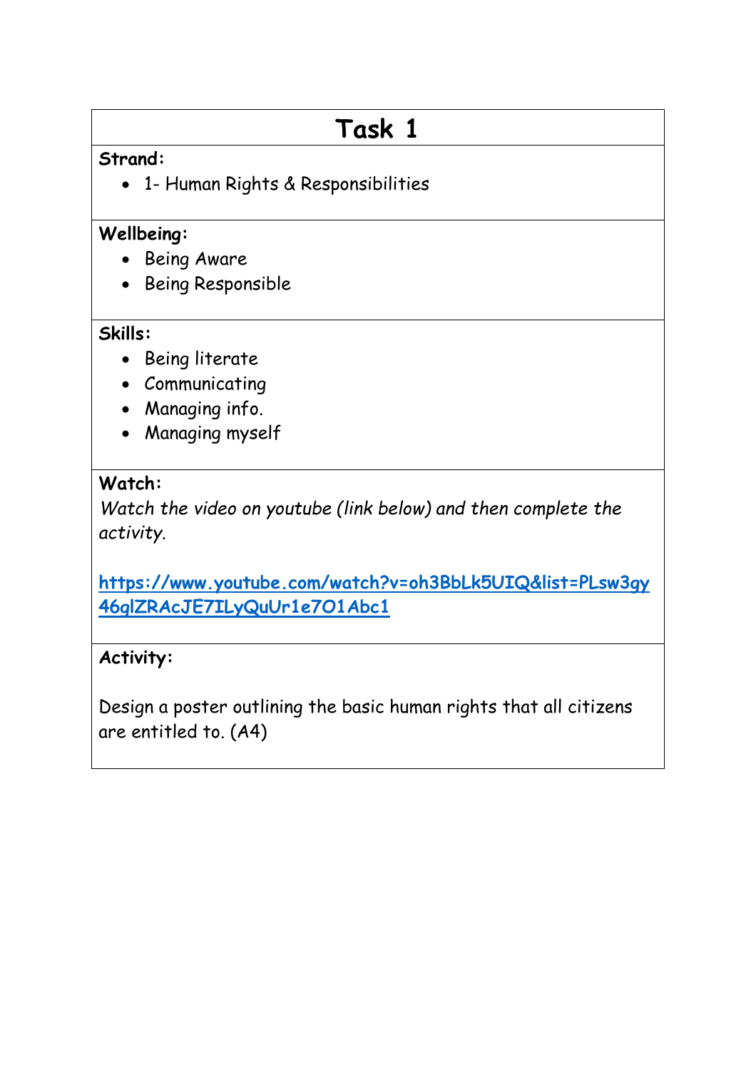# Task 1

**Strand:**

- 1- Human Rights & Responsibilities

**Wellbeing:**

- Being Aware
- Being Responsible

**Skills:**

- Being literate
- Communicating
- Managing info.
- Managing myself

**Watch:**

*Watch the video on youtube (link below) and then complete the activity.*

**https://www.youtube.com/watch?v=oh3BbLk5UIQ&list=PLsw3gy46glZRAcJE7ILyQuUr1e7O1Abc1**

**Activity:**

Design a poster outlining the basic human rights that all citizens are entitled to. (A4)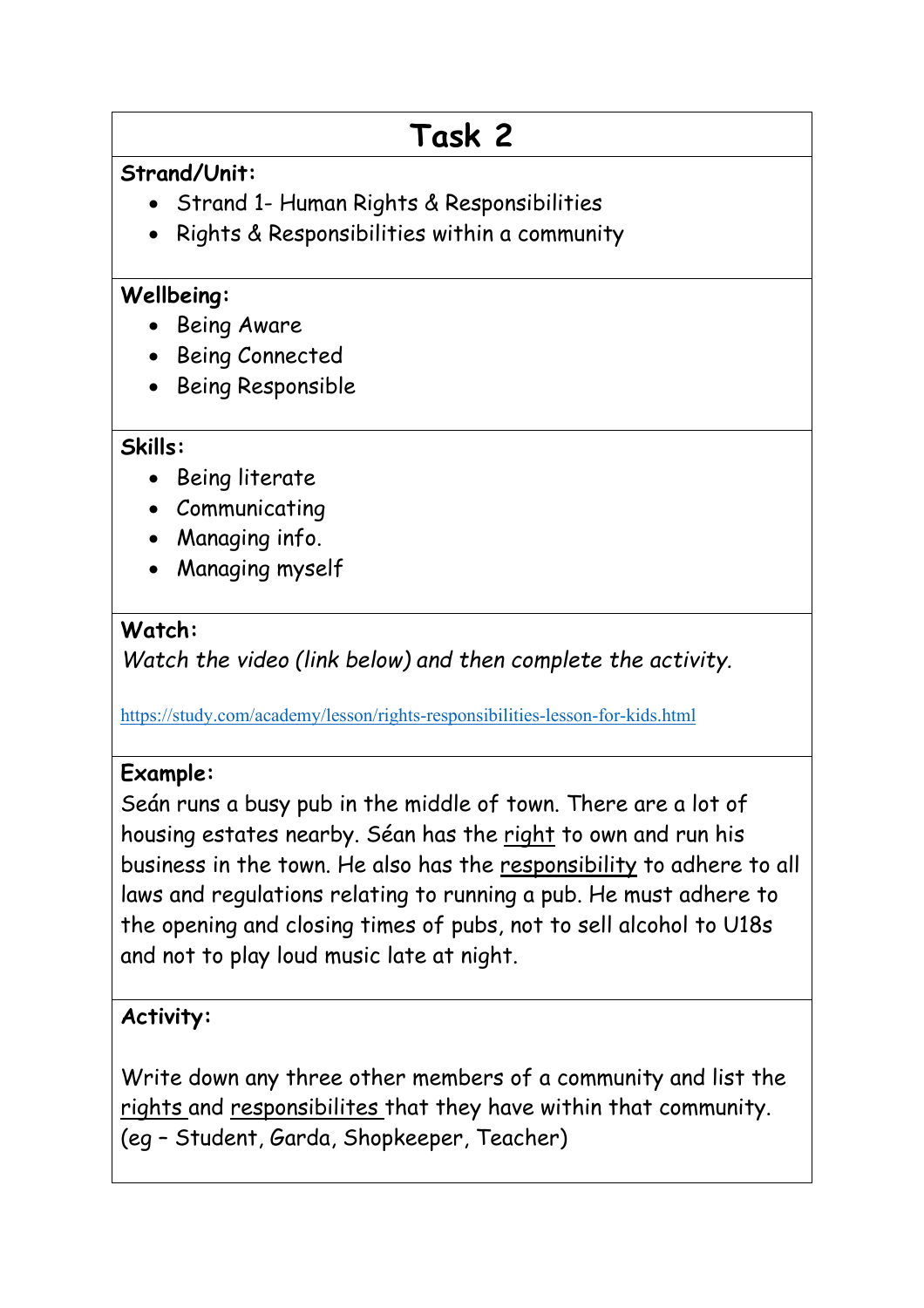# Task 2

**Strand/Unit:**

- Strand 1- Human Rights & Responsibilities
- Rights & Responsibilities within a community

**Wellbeing:**

- Being Aware
- Being Connected
- Being Responsible

**Skills:**

- Being literate
- Communicating
- Managing info.
- Managing myself

**Watch:**

*Watch the video (link below) and then complete the activity.*

https://study.com/academy/lesson/rights-responsibilities-lesson-for-kids.html

**Example:**

Seán runs a busy pub in the middle of town. There are a lot of housing estates nearby. Séan has the <u>right</u> to own and run his business in the town. He also has the <u>responsibility</u> to adhere to all laws and regulations relating to running a pub. He must adhere to the opening and closing times of pubs, not to sell alcohol to U18s and not to play loud music late at night.

**Activity:**

Write down any three other members of a community and list the <u>rights</u> and <u>responsibilites</u> that they have within that community. (eg – Student, Garda, Shopkeeper, Teacher)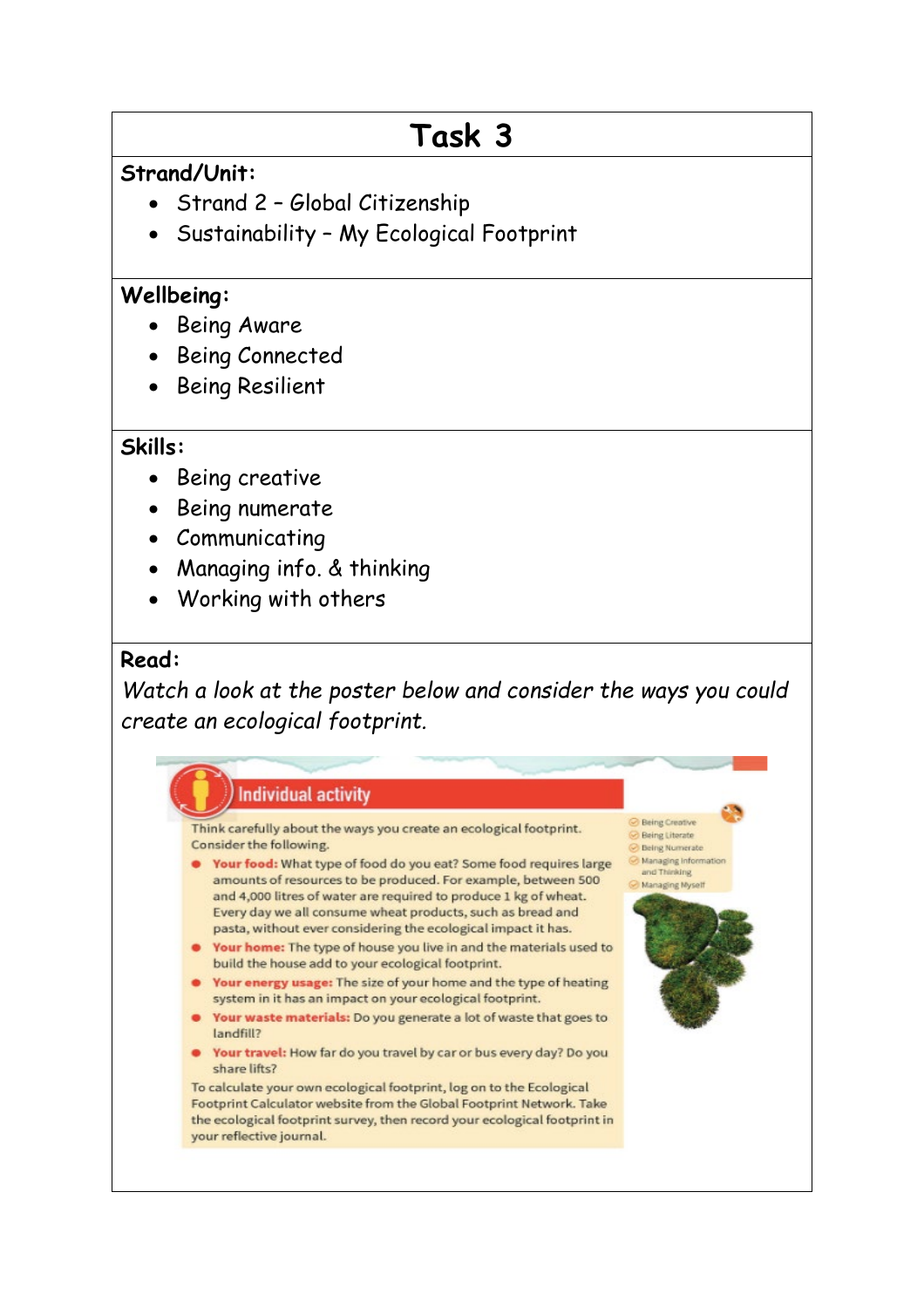# Task 3

**Strand/Unit:**

- Strand 2 – Global Citizenship
- Sustainability – My Ecological Footprint

**Wellbeing:**

- Being Aware
- Being Connected
- Being Resilient

**Skills:**

- Being creative
- Being numerate
- Communicating
- Managing info. & thinking
- Working with others

**Read:**

*Watch a look at the poster below and consider the ways you could create an ecological footprint.*

## Individual activity

Think carefully about the ways you create an ecological footprint. Consider the following.

- **Your food:** What type of food do you eat? Some food requires large amounts of resources to be produced. For example, between 500 and 4,000 litres of water are required to produce 1 kg of wheat. Every day we all consume wheat products, such as bread and pasta, without ever considering the ecological impact it has.
- **Your home:** The type of house you live in and the materials used to build the house add to your ecological footprint.
- **Your energy usage:** The size of your home and the type of heating system in it has an impact on your ecological footprint.
- **Your waste materials:** Do you generate a lot of waste that goes to landfill?
- **Your travel:** How far do you travel by car or bus every day? Do you share lifts?

To calculate your own ecological footprint, log on to the Ecological Footprint Calculator website from the Global Footprint Network. Take the ecological footprint survey, then record your ecological footprint in your reflective journal.

- Being Creative
- Being Literate
- Being Numerate
- Managing Information and Thinking
- Managing Myself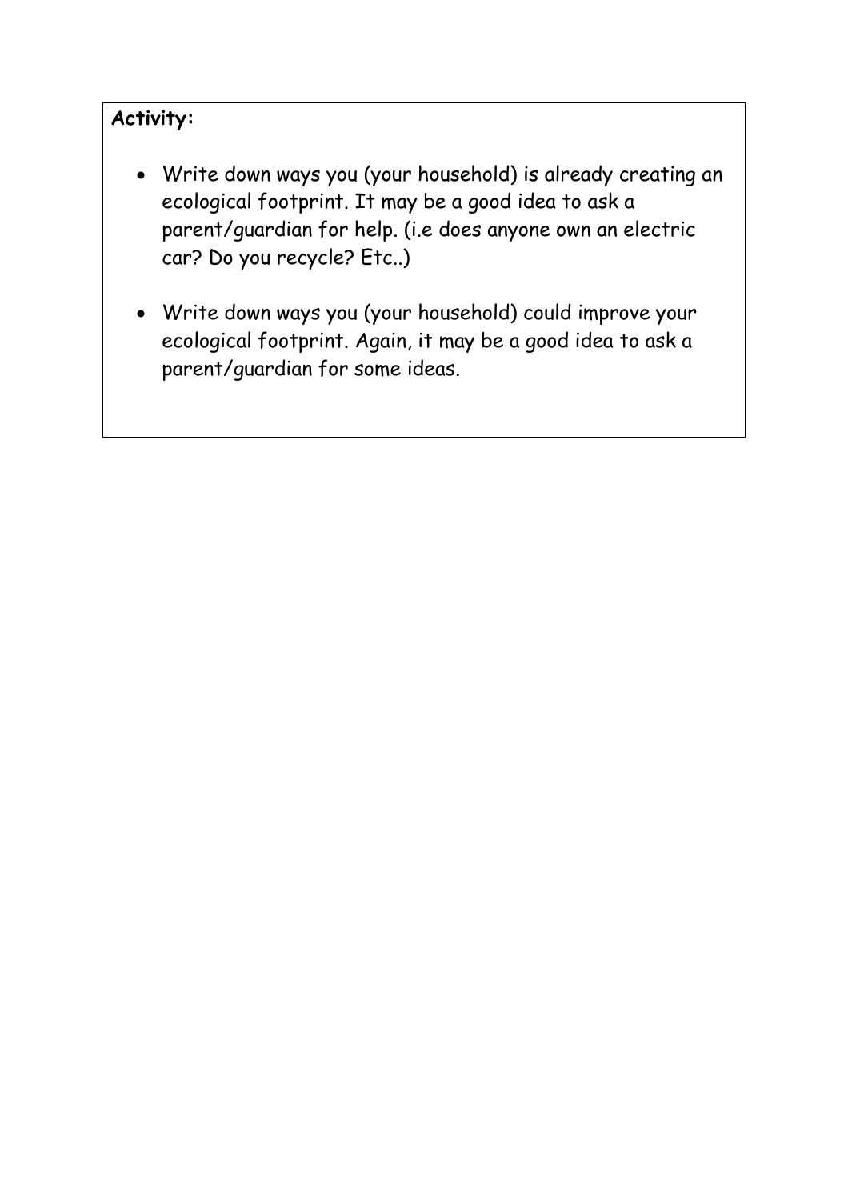**Activity:**

- Write down ways you (your household) is already creating an ecological footprint. It may be a good idea to ask a parent/guardian for help. (i.e does anyone own an electric car? Do you recycle? Etc..)
- Write down ways you (your household) could improve your ecological footprint. Again, it may be a good idea to ask a parent/guardian for some ideas.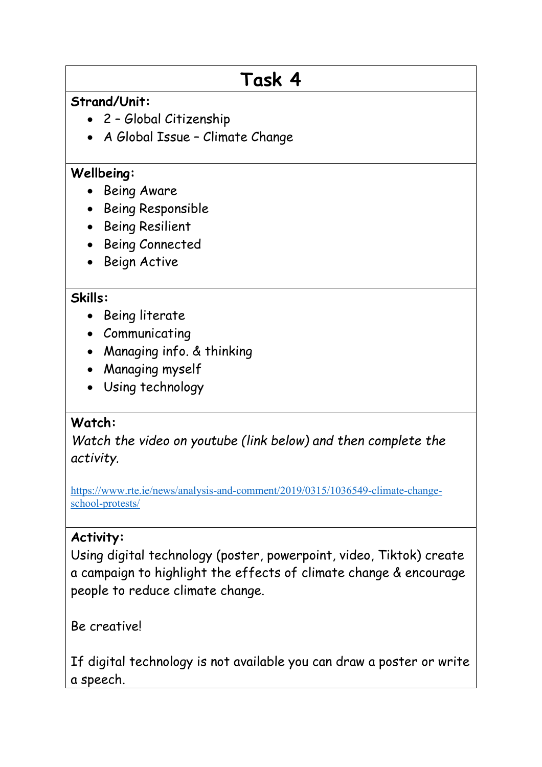# Task 4

**Strand/Unit:**

- 2 – Global Citizenship
- A Global Issue – Climate Change

**Wellbeing:**

- Being Aware
- Being Responsible
- Being Resilient
- Being Connected
- Beign Active

**Skills:**

- Being literate
- Communicating
- Managing info. & thinking
- Managing myself
- Using technology

**Watch:**

*Watch the video on youtube (link below) and then complete the activity.*

https://www.rte.ie/news/analysis-and-comment/2019/0315/1036549-climate-change-school-protests/

**Activity:**

Using digital technology (poster, powerpoint, video, Tiktok) create a campaign to highlight the effects of climate change & encourage people to reduce climate change.

Be creative!

If digital technology is not available you can draw a poster or write a speech.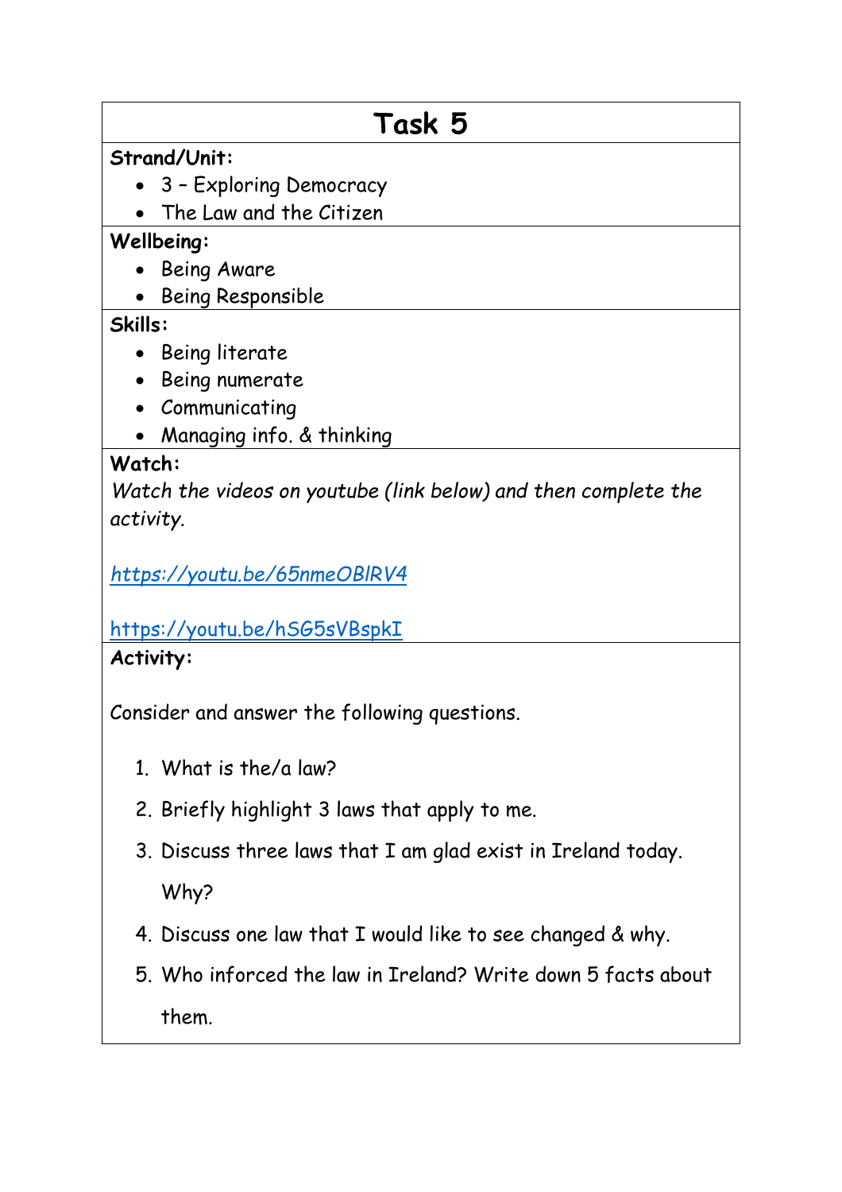# Task 5

**Strand/Unit:**

- 3 – Exploring Democracy
- The Law and the Citizen

**Wellbeing:**

- Being Aware
- Being Responsible

**Skills:**

- Being literate
- Being numerate
- Communicating
- Managing info. & thinking

**Watch:**

*Watch the videos on youtube (link below) and then complete the activity.*

*https://youtu.be/65nmeOBlRV4*

https://youtu.be/hSG5sVBspkI

**Activity:**

Consider and answer the following questions.

1. What is the/a law?
2. Briefly highlight 3 laws that apply to me.
3. Discuss three laws that I am glad exist in Ireland today. Why?
4. Discuss one law that I would like to see changed & why.
5. Who inforced the law in Ireland? Write down 5 facts about them.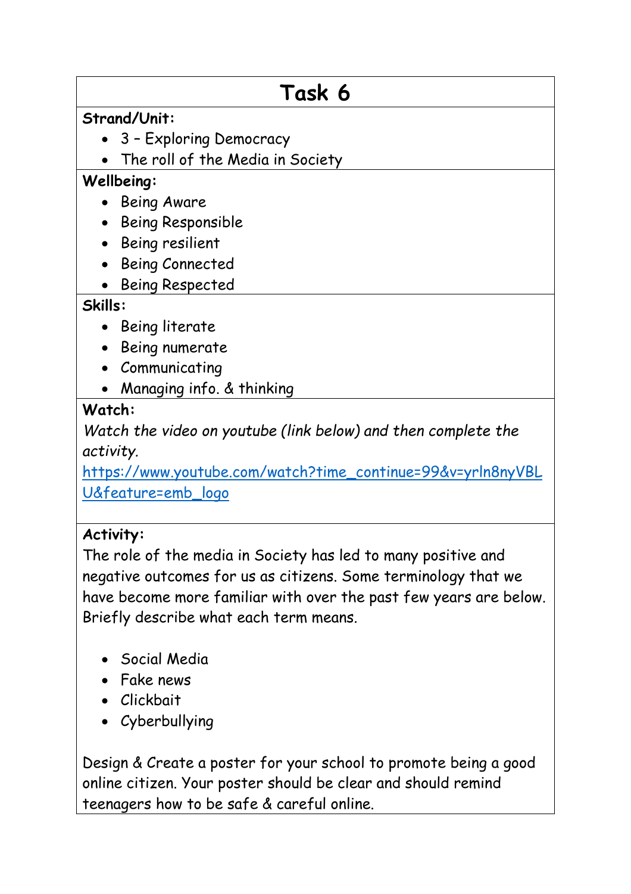# Task 6

**Strand/Unit:**

- 3 – Exploring Democracy
- The roll of the Media in Society

**Wellbeing:**

- Being Aware
- Being Responsible
- Being resilient
- Being Connected
- Being Respected

**Skills:**

- Being literate
- Being numerate
- Communicating
- Managing info. & thinking

**Watch:**

*Watch the video on youtube (link below) and then complete the activity.*

https://www.youtube.com/watch?time_continue=99&v=yrln8nyVBLU&feature=emb_logo

**Activity:**

The role of the media in Society has led to many positive and negative outcomes for us as citizens. Some terminology that we have become more familiar with over the past few years are below. Briefly describe what each term means.

- Social Media
- Fake news
- Clickbait
- Cyberbullying

Design & Create a poster for your school to promote being a good online citizen. Your poster should be clear and should remind teenagers how to be safe & careful online.